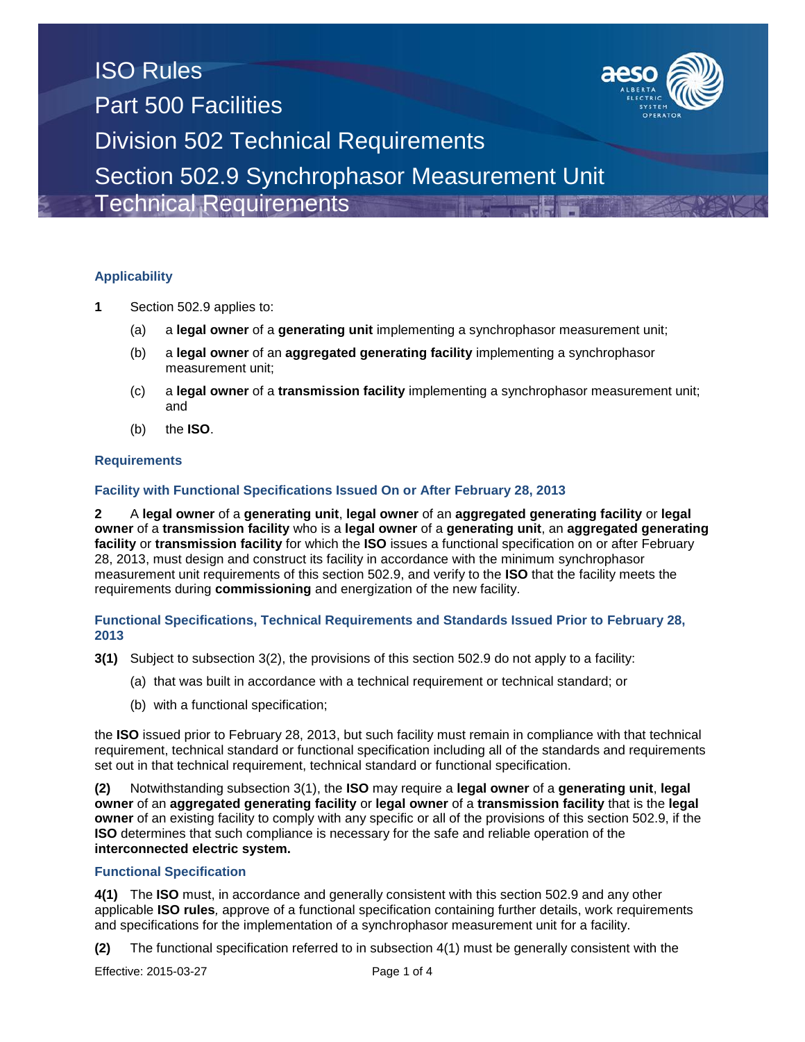# ISO Rules
# Part 500 Facilities
# Division 502 Technical Requirements
# Section 502.9 Synchrophasor Measurement Unit Technical Requirements

### Applicability

**1** Section 502.9 applies to:

(a) a **legal owner** of a **generating unit** implementing a synchrophasor measurement unit;

(b) a **legal owner** of an **aggregated generating facility** implementing a synchrophasor measurement unit;

(c) a **legal owner** of a **transmission facility** implementing a synchrophasor measurement unit; and

(b) the **ISO**.

### Requirements

#### Facility with Functional Specifications Issued On or After February 28, 2013

**2** A **legal owner** of a **generating unit**, **legal owner** of an **aggregated generating facility** or **legal owner** of a **transmission facility** who is a **legal owner** of a **generating unit**, an **aggregated generating facility** or **transmission facility** for which the **ISO** issues a functional specification on or after February 28, 2013, must design and construct its facility in accordance with the minimum synchrophasor measurement unit requirements of this section 502.9, and verify to the **ISO** that the facility meets the requirements during **commissioning** and energization of the new facility.

#### Functional Specifications, Technical Requirements and Standards Issued Prior to February 28, 2013

**3(1)** Subject to subsection 3(2), the provisions of this section 502.9 do not apply to a facility:

(a) that was built in accordance with a technical requirement or technical standard; or

(b) with a functional specification;

the **ISO** issued prior to February 28, 2013, but such facility must remain in compliance with that technical requirement, technical standard or functional specification including all of the standards and requirements set out in that technical requirement, technical standard or functional specification.

**(2)** Notwithstanding subsection 3(1), the **ISO** may require a **legal owner** of a **generating unit**, **legal owner** of an **aggregated generating facility** or **legal owner** of a **transmission facility** that is the **legal owner** of an existing facility to comply with any specific or all of the provisions of this section 502.9, if the **ISO** determines that such compliance is necessary for the safe and reliable operation of the **interconnected electric system.**

#### Functional Specification

**4(1)** The **ISO** must, in accordance and generally consistent with this section 502.9 and any other applicable **ISO rules***,* approve of a functional specification containing further details, work requirements and specifications for the implementation of a synchrophasor measurement unit for a facility.

**(2)** The functional specification referred to in subsection 4(1) must be generally consistent with the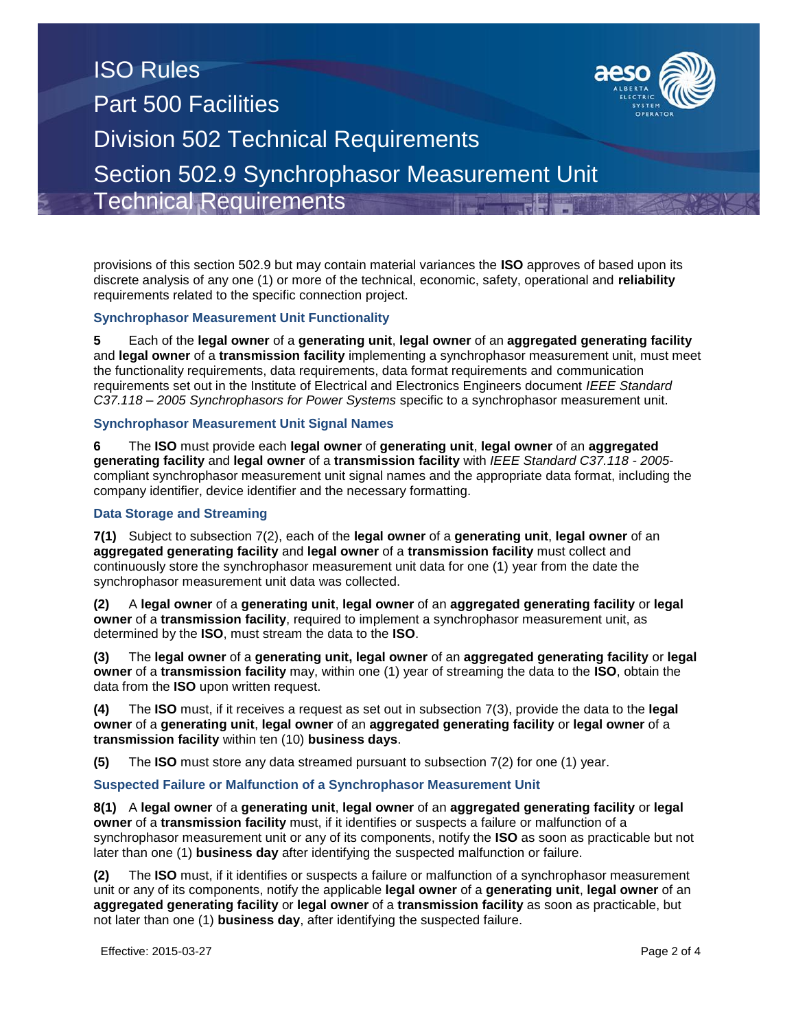provisions of this section 502.9 but may contain material variances the **ISO** approves of based upon its discrete analysis of any one (1) or more of the technical, economic, safety, operational and **reliability** requirements related to the specific connection project.

### Synchrophasor Measurement Unit Functionality

**5** Each of the **legal owner** of a **generating unit**, **legal owner** of an **aggregated generating facility** and **legal owner** of a **transmission facility** implementing a synchrophasor measurement unit, must meet the functionality requirements, data requirements, data format requirements and communication requirements set out in the Institute of Electrical and Electronics Engineers document *IEEE Standard C37.118 – 2005 Synchrophasors for Power Systems* specific to a synchrophasor measurement unit.

### Synchrophasor Measurement Unit Signal Names

**6** The **ISO** must provide each **legal owner** of **generating unit**, **legal owner** of an **aggregated generating facility** and **legal owner** of a **transmission facility** with *IEEE Standard C37.118 - 2005*-compliant synchrophasor measurement unit signal names and the appropriate data format, including the company identifier, device identifier and the necessary formatting.

### Data Storage and Streaming

**7(1)** Subject to subsection 7(2), each of the **legal owner** of a **generating unit**, **legal owner** of an **aggregated generating facility** and **legal owner** of a **transmission facility** must collect and continuously store the synchrophasor measurement unit data for one (1) year from the date the synchrophasor measurement unit data was collected.

**(2)** A **legal owner** of a **generating unit**, **legal owner** of an **aggregated generating facility** or **legal owner** of a **transmission facility**, required to implement a synchrophasor measurement unit, as determined by the **ISO**, must stream the data to the **ISO**.

**(3)** The **legal owner** of a **generating unit, legal owner** of an **aggregated generating facility** or **legal owner** of a **transmission facility** may, within one (1) year of streaming the data to the **ISO**, obtain the data from the **ISO** upon written request.

**(4)** The **ISO** must, if it receives a request as set out in subsection 7(3), provide the data to the **legal owner** of a **generating unit**, **legal owner** of an **aggregated generating facility** or **legal owner** of a **transmission facility** within ten (10) **business days**.

**(5)** The **ISO** must store any data streamed pursuant to subsection 7(2) for one (1) year.

### Suspected Failure or Malfunction of a Synchrophasor Measurement Unit

**8(1)** A **legal owner** of a **generating unit**, **legal owner** of an **aggregated generating facility** or **legal owner** of a **transmission facility** must, if it identifies or suspects a failure or malfunction of a synchrophasor measurement unit or any of its components, notify the **ISO** as soon as practicable but not later than one (1) **business day** after identifying the suspected malfunction or failure.

**(2)** The **ISO** must, if it identifies or suspects a failure or malfunction of a synchrophasor measurement unit or any of its components, notify the applicable **legal owner** of a **generating unit**, **legal owner** of an **aggregated generating facility** or **legal owner** of a **transmission facility** as soon as practicable, but not later than one (1) **business day**, after identifying the suspected failure.

Effective: 2015-03-27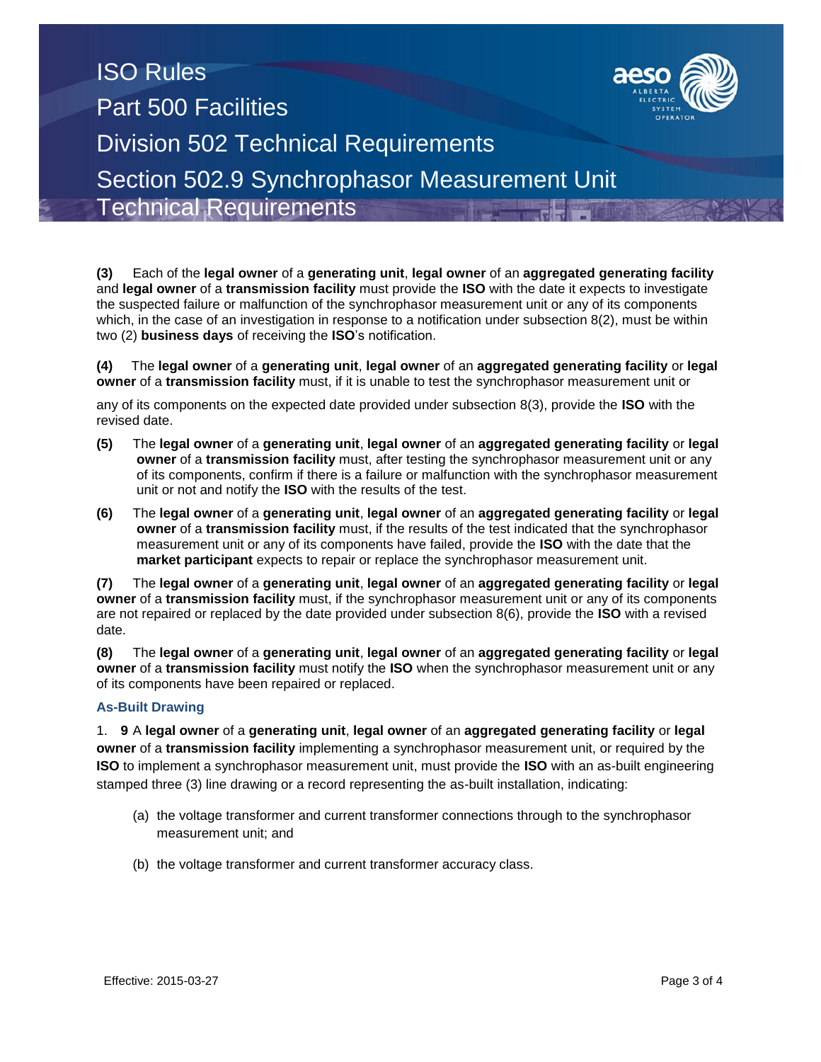**(3)** Each of the **legal owner** of a **generating unit**, **legal owner** of an **aggregated generating facility** and **legal owner** of a **transmission facility** must provide the **ISO** with the date it expects to investigate the suspected failure or malfunction of the synchrophasor measurement unit or any of its components which, in the case of an investigation in response to a notification under subsection 8(2), must be within two (2) **business days** of receiving the **ISO**'s notification.

**(4)** The **legal owner** of a **generating unit**, **legal owner** of an **aggregated generating facility** or **legal owner** of a **transmission facility** must, if it is unable to test the synchrophasor measurement unit or any of its components on the expected date provided under subsection 8(3), provide the **ISO** with the revised date.

**(5)** The **legal owner** of a **generating unit**, **legal owner** of an **aggregated generating facility** or **legal owner** of a **transmission facility** must, after testing the synchrophasor measurement unit or any of its components, confirm if there is a failure or malfunction with the synchrophasor measurement unit or not and notify the **ISO** with the results of the test.

**(6)** The **legal owner** of a **generating unit**, **legal owner** of an **aggregated generating facility** or **legal owner** of a **transmission facility** must, if the results of the test indicated that the synchrophasor measurement unit or any of its components have failed, provide the **ISO** with the date that the **market participant** expects to repair or replace the synchrophasor measurement unit.

**(7)** The **legal owner** of a **generating unit**, **legal owner** of an **aggregated generating facility** or **legal owner** of a **transmission facility** must, if the synchrophasor measurement unit or any of its components are not repaired or replaced by the date provided under subsection 8(6), provide the **ISO** with a revised date.

**(8)** The **legal owner** of a **generating unit**, **legal owner** of an **aggregated generating facility** or **legal owner** of a **transmission facility** must notify the **ISO** when the synchrophasor measurement unit or any of its components have been repaired or replaced.

### As-Built Drawing

1. **9** A **legal owner** of a **generating unit**, **legal owner** of an **aggregated generating facility** or **legal owner** of a **transmission facility** implementing a synchrophasor measurement unit, or required by the **ISO** to implement a synchrophasor measurement unit, must provide the **ISO** with an as-built engineering stamped three (3) line drawing or a record representing the as-built installation, indicating:

(a) the voltage transformer and current transformer connections through to the synchrophasor measurement unit; and

(b) the voltage transformer and current transformer accuracy class.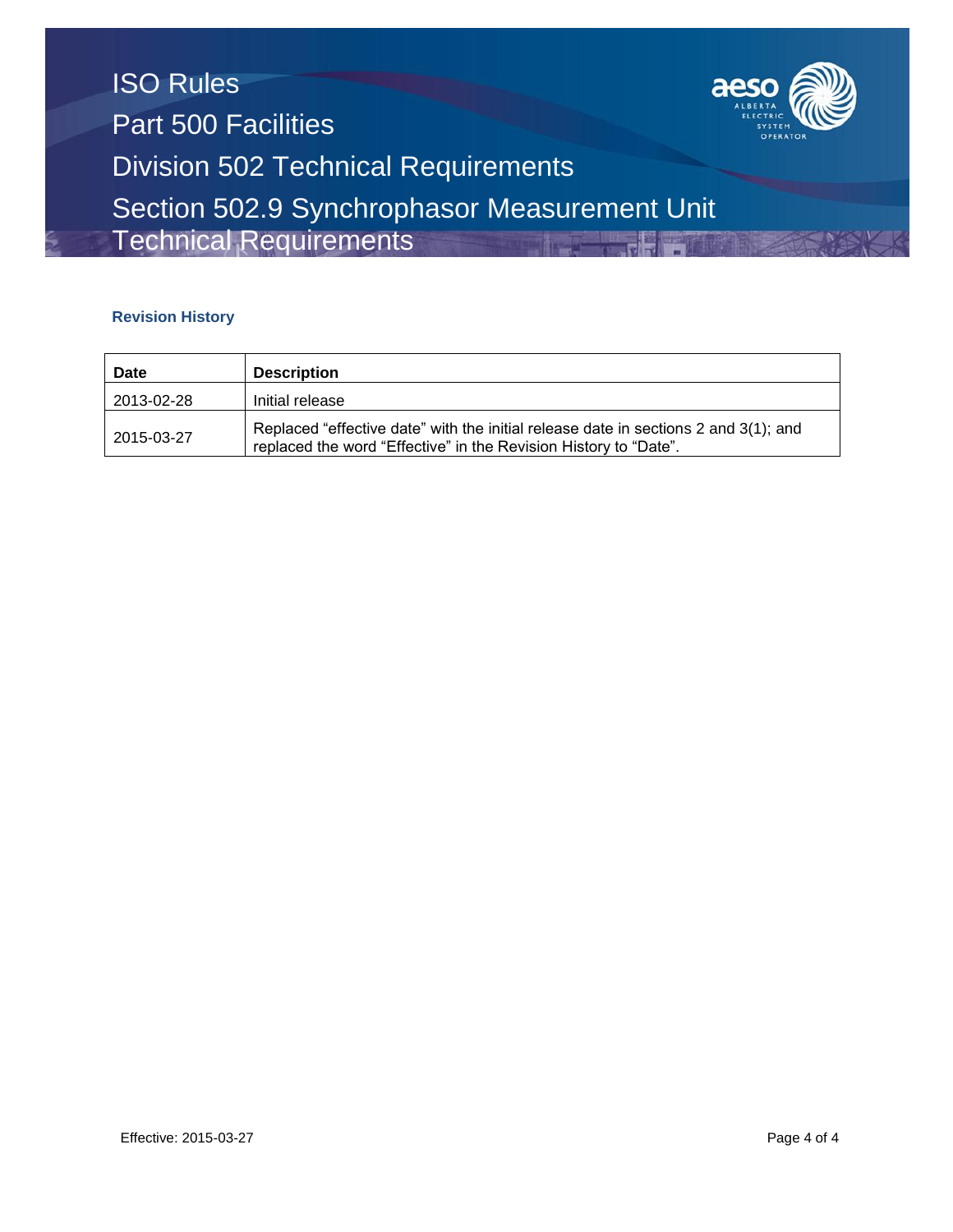## Revision History

| Date | Description |
| --- | --- |
| 2013-02-28 | Initial release |
| 2015-03-27 | Replaced "effective date" with the initial release date in sections 2 and 3(1); and replaced the word "Effective" in the Revision History to "Date". |